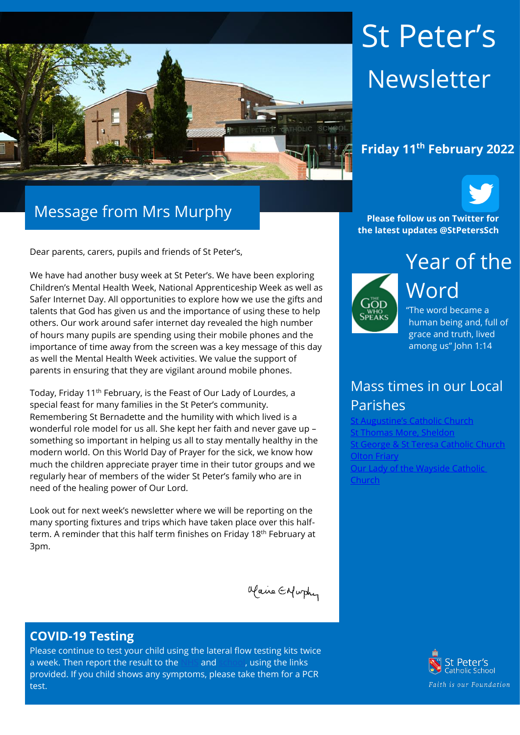# St Peter's Newsletter

**Friday 11th February 2022**

**Please follow us on Twitter for the latest updates @StPetersSch**

## Message from Mrs Murphy

Dear parents, carers, pupils and friends of St Peter's,

We have had another busy week at St Peter's. We have been exploring Children's Mental Health Week, National Apprenticeship Week as well as Safer Internet Day. All opportunities to explore how we use the gifts and talents that God has given us and the importance of using these to help others. Our work around safer internet day revealed the high number of hours many pupils are spending using their mobile phones and the importance of time away from the screen was a key message of this day as well the Mental Health Week activities. We value the support of parents in ensuring that they are vigilant around mobile phones.

Today, Friday 11th February, is the Feast of Our Lady of Lourdes, a special feast for many families in the St Peter's community. Remembering St Bernadette and the humility with which lived is a wonderful role model for us all. She kept her faith and never gave up – something so important in helping us all to stay mentally healthy in the modern world. On this World Day of Prayer for the sick, we know how much the children appreciate prayer time in their tutor groups and we regularly hear of members of the wider St Peter's family who are in need of the healing power of Our Lord.

Look out for next week's newsletter where we will be reporting on the many sporting fixtures and trips which have taken place over this half-term. A reminder that this half term finishes on Friday 18th February at 3pm.

Maire E Murphy

## COVID-19 Testing

Please continue to test your child using the lateral flow testing kits twice a week. Then report the result to the NHS and school, using the links provided. If you child shows any symptoms, please take them for a PCR test.

## Year of the Word

THE GOD WHO SPEAKS

"The word became a human being and, full of grace and truth, lived among us" John 1:14

## Mass times in our Local Parishes

- St Augustine's Catholic Church
- St Thomas More, Sheldon
- St George & St Teresa Catholic Church
- Olton Friary
- Our Lady of the Wayside Catholic Church

St Peter's Catholic School

*Faith is our Foundation*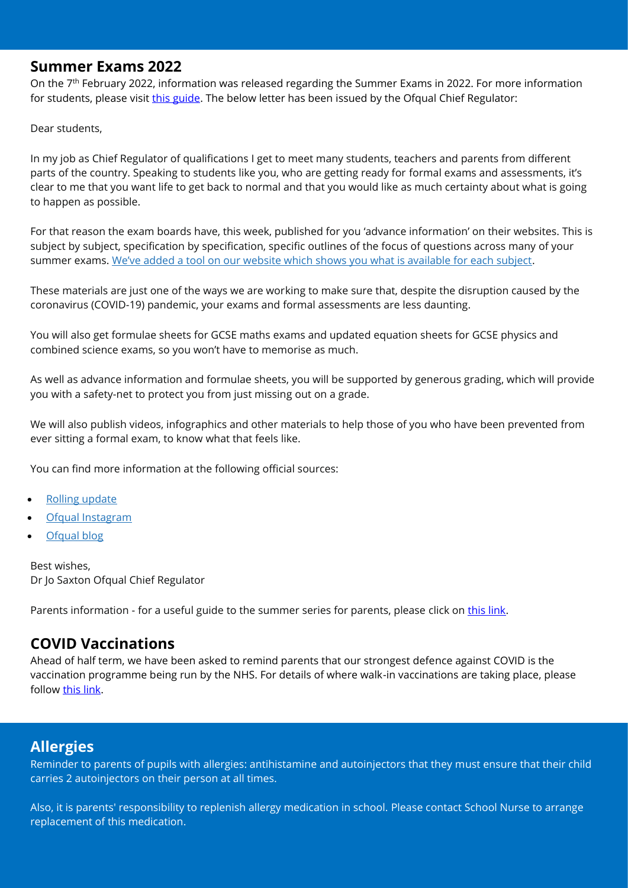## Summer Exams 2022

On the 7th February 2022, information was released regarding the Summer Exams in 2022. For more information for students, please visit this guide. The below letter has been issued by the Ofqual Chief Regulator:

Dear students,

In my job as Chief Regulator of qualifications I get to meet many students, teachers and parents from different parts of the country. Speaking to students like you, who are getting ready for formal exams and assessments, it's clear to me that you want life to get back to normal and that you would like as much certainty about what is going to happen as possible.

For that reason the exam boards have, this week, published for you 'advance information' on their websites. This is subject by subject, specification by specification, specific outlines of the focus of questions across many of your summer exams. We've added a tool on our website which shows you what is available for each subject.

These materials are just one of the ways we are working to make sure that, despite the disruption caused by the coronavirus (COVID-19) pandemic, your exams and formal assessments are less daunting.

You will also get formulae sheets for GCSE maths exams and updated equation sheets for GCSE physics and combined science exams, so you won't have to memorise as much.

As well as advance information and formulae sheets, you will be supported by generous grading, which will provide you with a safety-net to protect you from just missing out on a grade.

We will also publish videos, infographics and other materials to help those of you who have been prevented from ever sitting a formal exam, to know what that feels like.

You can find more information at the following official sources:

- Rolling update
- Ofqual Instagram
- Ofqual blog

Best wishes,
Dr Jo Saxton Ofqual Chief Regulator

Parents information - for a useful guide to the summer series for parents, please click on this link.

## COVID Vaccinations

Ahead of half term, we have been asked to remind parents that our strongest defence against COVID is the vaccination programme being run by the NHS. For details of where walk-in vaccinations are taking place, please follow this link.

## Allergies

Reminder to parents of pupils with allergies: antihistamine and autoinjectors that they must ensure that their child carries 2 autoinjectors on their person at all times.

Also, it is parents' responsibility to replenish allergy medication in school. Please contact School Nurse to arrange replacement of this medication.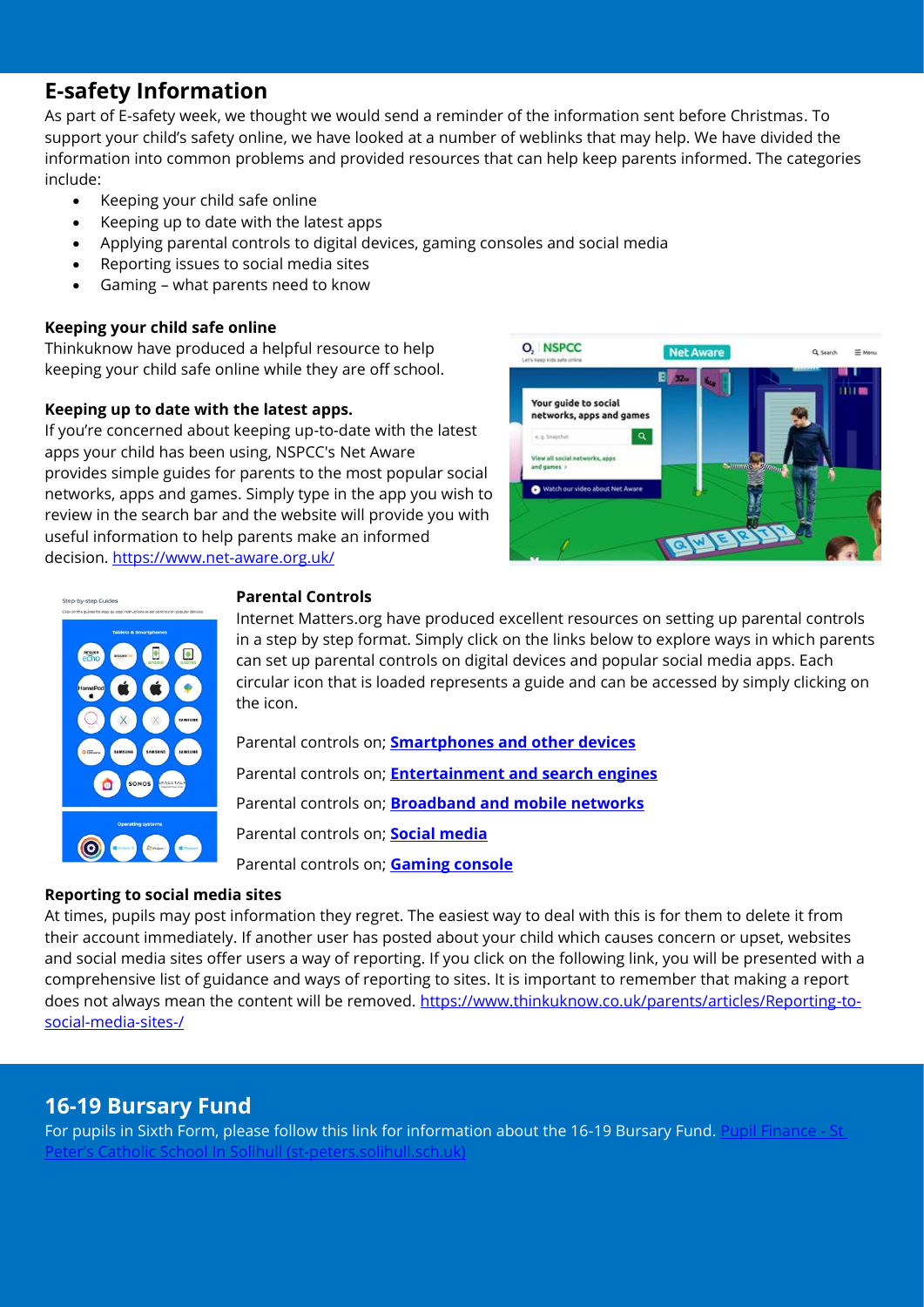## E-safety Information

As part of E-safety week, we thought we would send a reminder of the information sent before Christmas. To support your child's safety online, we have looked at a number of weblinks that may help. We have divided the information into common problems and provided resources that can help keep parents informed. The categories include:

- Keeping your child safe online
- Keeping up to date with the latest apps
- Applying parental controls to digital devices, gaming consoles and social media
- Reporting issues to social media sites
- Gaming – what parents need to know

**Keeping your child safe online**

Thinkuknow have produced a helpful resource to help keeping your child safe online while they are off school.

**Keeping up to date with the latest apps.**

If you're concerned about keeping up-to-date with the latest apps your child has been using, NSPCC's Net Aware provides simple guides for parents to the most popular social networks, apps and games. Simply type in the app you wish to review in the search bar and the website will provide you with useful information to help parents make an informed decision. https://www.net-aware.org.uk/

**Parental Controls**

Internet Matters.org have produced excellent resources on setting up parental controls in a step by step format. Simply click on the links below to explore ways in which parents can set up parental controls on digital devices and popular social media apps. Each circular icon that is loaded represents a guide and can be accessed by simply clicking on the icon.

Parental controls on; **Smartphones and other devices**

Parental controls on; **Entertainment and search engines**

Parental controls on; **Broadband and mobile networks**

Parental controls on; **Social media**

Parental controls on; **Gaming console**

**Reporting to social media sites**

At times, pupils may post information they regret. The easiest way to deal with this is for them to delete it from their account immediately. If another user has posted about your child which causes concern or upset, websites and social media sites offer users a way of reporting. If you click on the following link, you will be presented with a comprehensive list of guidance and ways of reporting to sites. It is important to remember that making a report does not always mean the content will be removed. https://www.thinkuknow.co.uk/parents/articles/Reporting-to-social-media-sites-/

## 16-19 Bursary Fund

For pupils in Sixth Form, please follow this link for information about the 16-19 Bursary Fund. Pupil Finance - St Peter's Catholic School In Solihull (st-peters.solihull.sch.uk)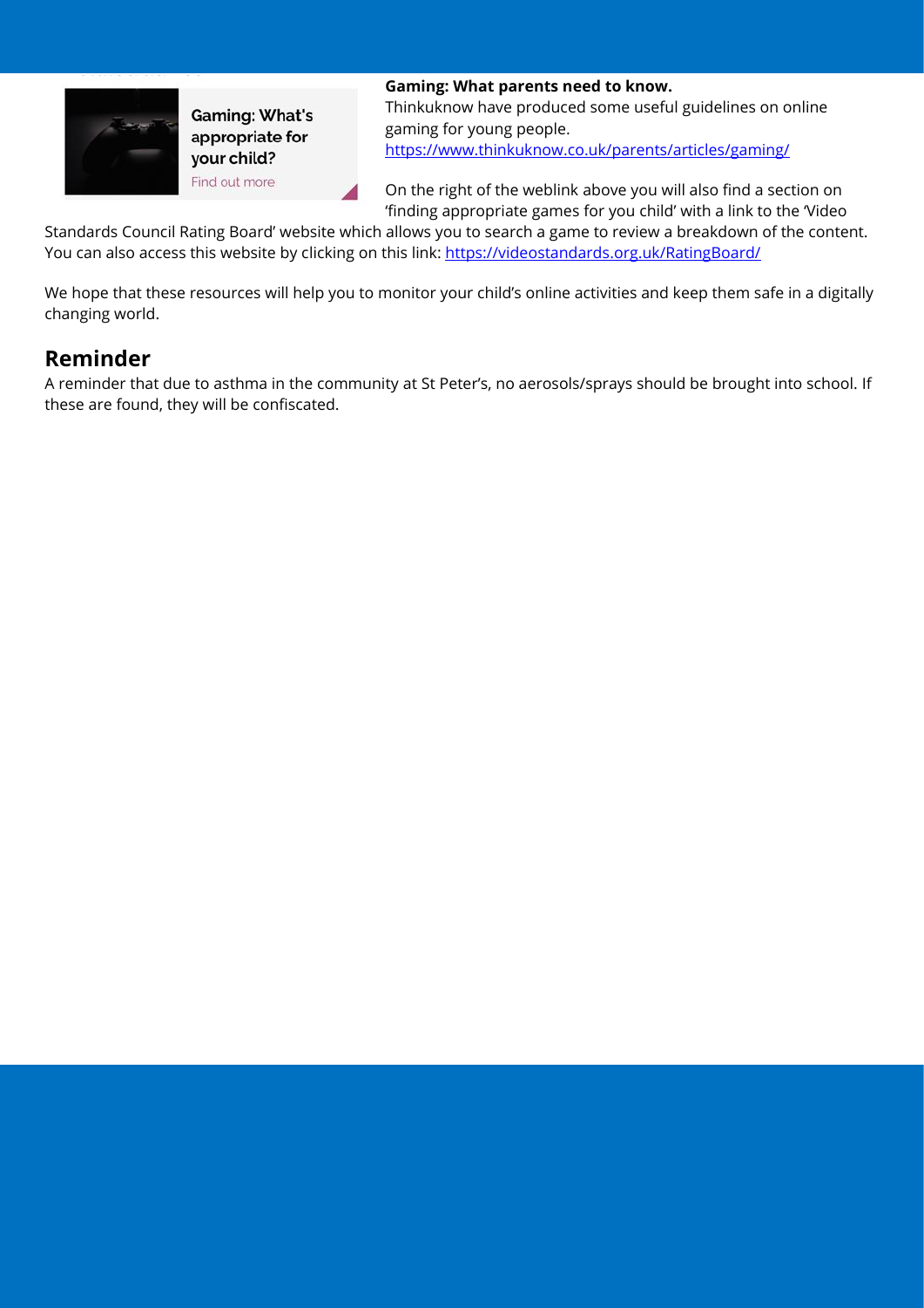Gaming: What's appropriate for your child?
Find out more

**Gaming: What parents need to know.**

Thinkuknow have produced some useful guidelines on online gaming for young people.
https://www.thinkuknow.co.uk/parents/articles/gaming/

On the right of the weblink above you will also find a section on 'finding appropriate games for you child' with a link to the 'Video Standards Council Rating Board' website which allows you to search a game to review a breakdown of the content. You can also access this website by clicking on this link: https://videostandards.org.uk/RatingBoard/

We hope that these resources will help you to monitor your child's online activities and keep them safe in a digitally changing world.

## Reminder

A reminder that due to asthma in the community at St Peter's, no aerosols/sprays should be brought into school. If these are found, they will be confiscated.